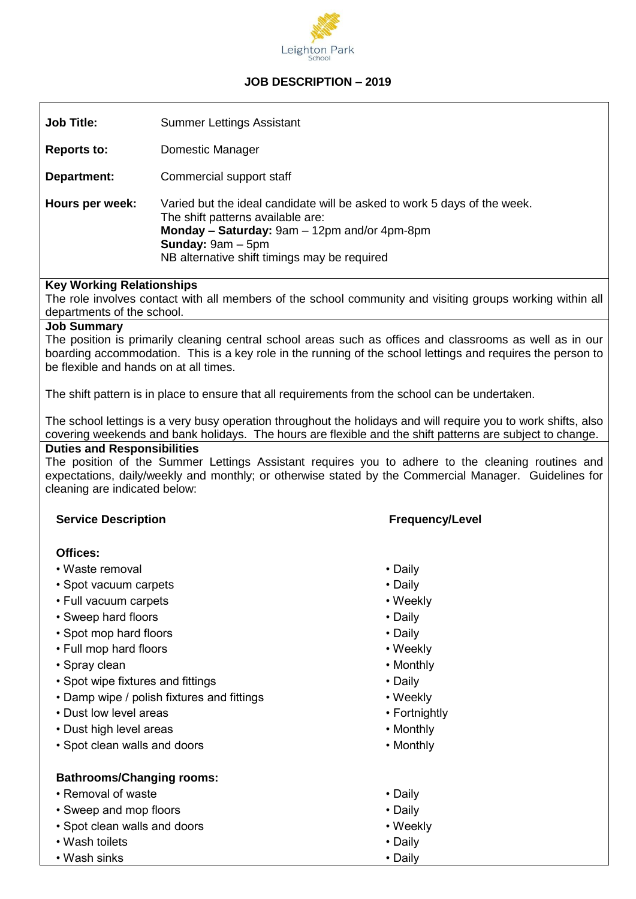Leighton Park School

# JOB DESCRIPTION – 2019

**Job Title:** Summer Lettings Assistant

**Reports to:** Domestic Manager

**Department:** Commercial support staff

**Hours per week:** Varied but the ideal candidate will be asked to work 5 days of the week.
The shift patterns available are:
**Monday – Saturday:** 9am – 12pm and/or 4pm-8pm
**Sunday:** 9am – 5pm
NB alternative shift timings may be required

## Key Working Relationships

The role involves contact with all members of the school community and visiting groups working within all departments of the school.

## Job Summary

The position is primarily cleaning central school areas such as offices and classrooms as well as in our boarding accommodation. This is a key role in the running of the school lettings and requires the person to be flexible and hands on at all times.

The shift pattern is in place to ensure that all requirements from the school can be undertaken.

The school lettings is a very busy operation throughout the holidays and will require you to work shifts, also covering weekends and bank holidays. The hours are flexible and the shift patterns are subject to change.

## Duties and Responsibilities

The position of the Summer Lettings Assistant requires you to adhere to the cleaning routines and expectations, daily/weekly and monthly; or otherwise stated by the Commercial Manager. Guidelines for cleaning are indicated below:

| Service Description | Frequency/Level |
|---|---|
| **Offices:** | |
| • Waste removal | • Daily |
| • Spot vacuum carpets | • Daily |
| • Full vacuum carpets | • Weekly |
| • Sweep hard floors | • Daily |
| • Spot mop hard floors | • Daily |
| • Full mop hard floors | • Weekly |
| • Spray clean | • Monthly |
| • Spot wipe fixtures and fittings | • Daily |
| • Damp wipe / polish fixtures and fittings | • Weekly |
| • Dust low level areas | • Fortnightly |
| • Dust high level areas | • Monthly |
| • Spot clean walls and doors | • Monthly |
| **Bathrooms/Changing rooms:** | |
| • Removal of waste | • Daily |
| • Sweep and mop floors | • Daily |
| • Spot clean walls and doors | • Weekly |
| • Wash toilets | • Daily |
| • Wash sinks | • Daily |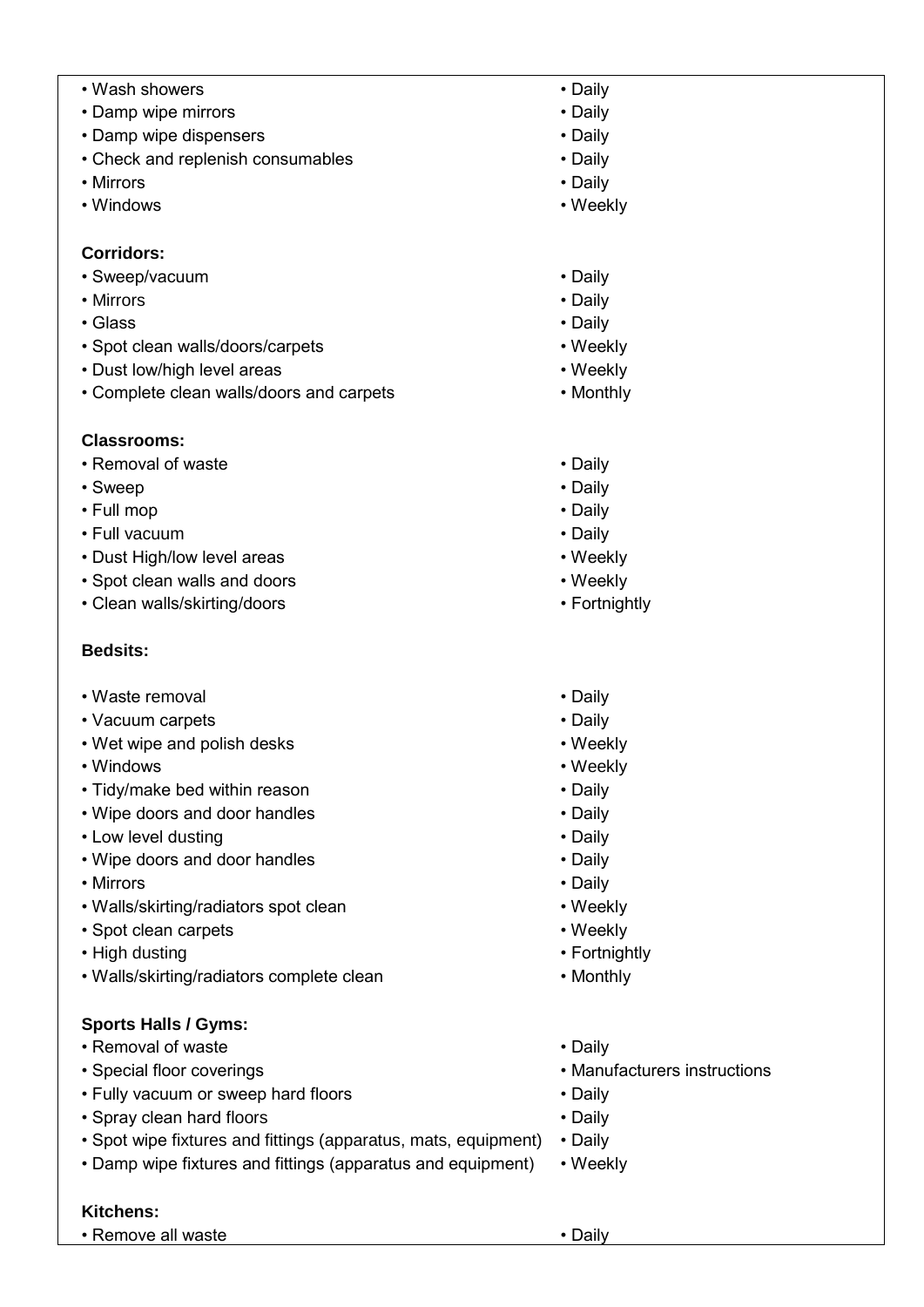| Task | Frequency |
| --- | --- |
| • Wash showers | • Daily |
| • Damp wipe mirrors | • Daily |
| • Damp wipe dispensers | • Daily |
| • Check and replenish consumables | • Daily |
| • Mirrors | • Daily |
| • Windows | • Weekly |
| **Corridors:** | |
| • Sweep/vacuum | • Daily |
| • Mirrors | • Daily |
| • Glass | • Daily |
| • Spot clean walls/doors/carpets | • Weekly |
| • Dust low/high level areas | • Weekly |
| • Complete clean walls/doors and carpets | • Monthly |
| **Classrooms:** | |
| • Removal of waste | • Daily |
| • Sweep | • Daily |
| • Full mop | • Daily |
| • Full vacuum | • Daily |
| • Dust High/low level areas | • Weekly |
| • Spot clean walls and doors | • Weekly |
| • Clean walls/skirting/doors | • Fortnightly |
| **Bedsits:** | |
| • Waste removal | • Daily |
| • Vacuum carpets | • Daily |
| • Wet wipe and polish desks | • Weekly |
| • Windows | • Weekly |
| • Tidy/make bed within reason | • Daily |
| • Wipe doors and door handles | • Daily |
| • Low level dusting | • Daily |
| • Wipe doors and door handles | • Daily |
| • Mirrors | • Daily |
| • Walls/skirting/radiators spot clean | • Weekly |
| • Spot clean carpets | • Weekly |
| • High dusting | • Fortnightly |
| • Walls/skirting/radiators complete clean | • Monthly |
| **Sports Halls / Gyms:** | |
| • Removal of waste | • Daily |
| • Special floor coverings | • Manufacturers instructions |
| • Fully vacuum or sweep hard floors | • Daily |
| • Spray clean hard floors | • Daily |
| • Spot wipe fixtures and fittings (apparatus, mats, equipment) | • Daily |
| • Damp wipe fixtures and fittings (apparatus and equipment) | • Weekly |
| **Kitchens:** | |
| • Remove all waste | • Daily |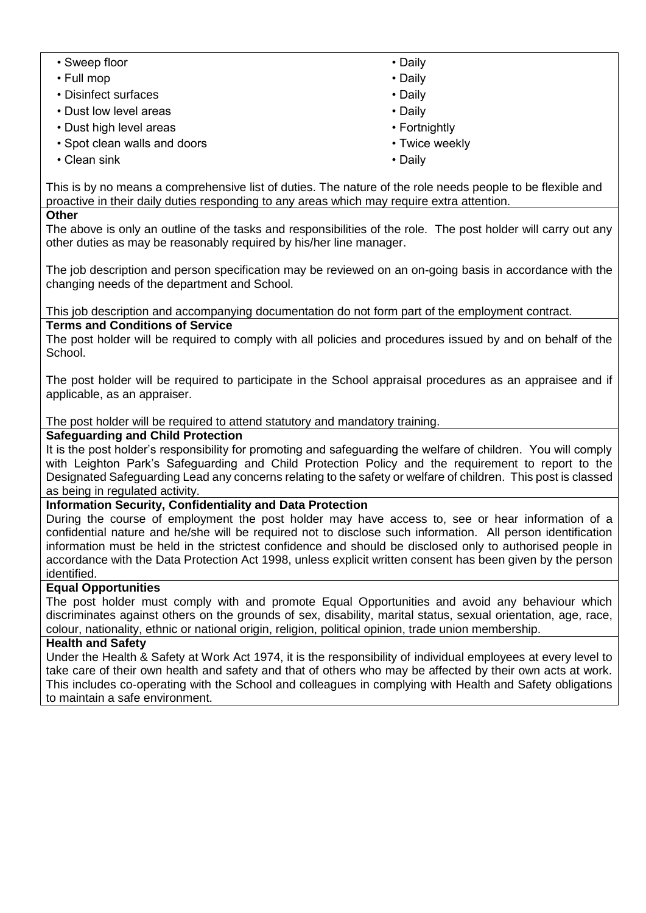| | |
|---|---|
| • Sweep floor | • Daily |
| • Full mop | • Daily |
| • Disinfect surfaces | • Daily |
| • Dust low level areas | • Daily |
| • Dust high level areas | • Fortnightly |
| • Spot clean walls and doors | • Twice weekly |
| • Clean sink | • Daily |

This is by no means a comprehensive list of duties. The nature of the role needs people to be flexible and proactive in their daily duties responding to any areas which may require extra attention.

**Other**

The above is only an outline of the tasks and responsibilities of the role. The post holder will carry out any other duties as may be reasonably required by his/her line manager.

The job description and person specification may be reviewed on an on-going basis in accordance with the changing needs of the department and School.

This job description and accompanying documentation do not form part of the employment contract.

**Terms and Conditions of Service**

The post holder will be required to comply with all policies and procedures issued by and on behalf of the School.

The post holder will be required to participate in the School appraisal procedures as an appraisee and if applicable, as an appraiser.

The post holder will be required to attend statutory and mandatory training.

**Safeguarding and Child Protection**

It is the post holder's responsibility for promoting and safeguarding the welfare of children. You will comply with Leighton Park's Safeguarding and Child Protection Policy and the requirement to report to the Designated Safeguarding Lead any concerns relating to the safety or welfare of children. This post is classed as being in regulated activity.

**Information Security, Confidentiality and Data Protection**

During the course of employment the post holder may have access to, see or hear information of a confidential nature and he/she will be required not to disclose such information. All person identification information must be held in the strictest confidence and should be disclosed only to authorised people in accordance with the Data Protection Act 1998, unless explicit written consent has been given by the person identified.

**Equal Opportunities**

The post holder must comply with and promote Equal Opportunities and avoid any behaviour which discriminates against others on the grounds of sex, disability, marital status, sexual orientation, age, race, colour, nationality, ethnic or national origin, religion, political opinion, trade union membership.

**Health and Safety**

Under the Health & Safety at Work Act 1974, it is the responsibility of individual employees at every level to take care of their own health and safety and that of others who may be affected by their own acts at work. This includes co-operating with the School and colleagues in complying with Health and Safety obligations to maintain a safe environment.